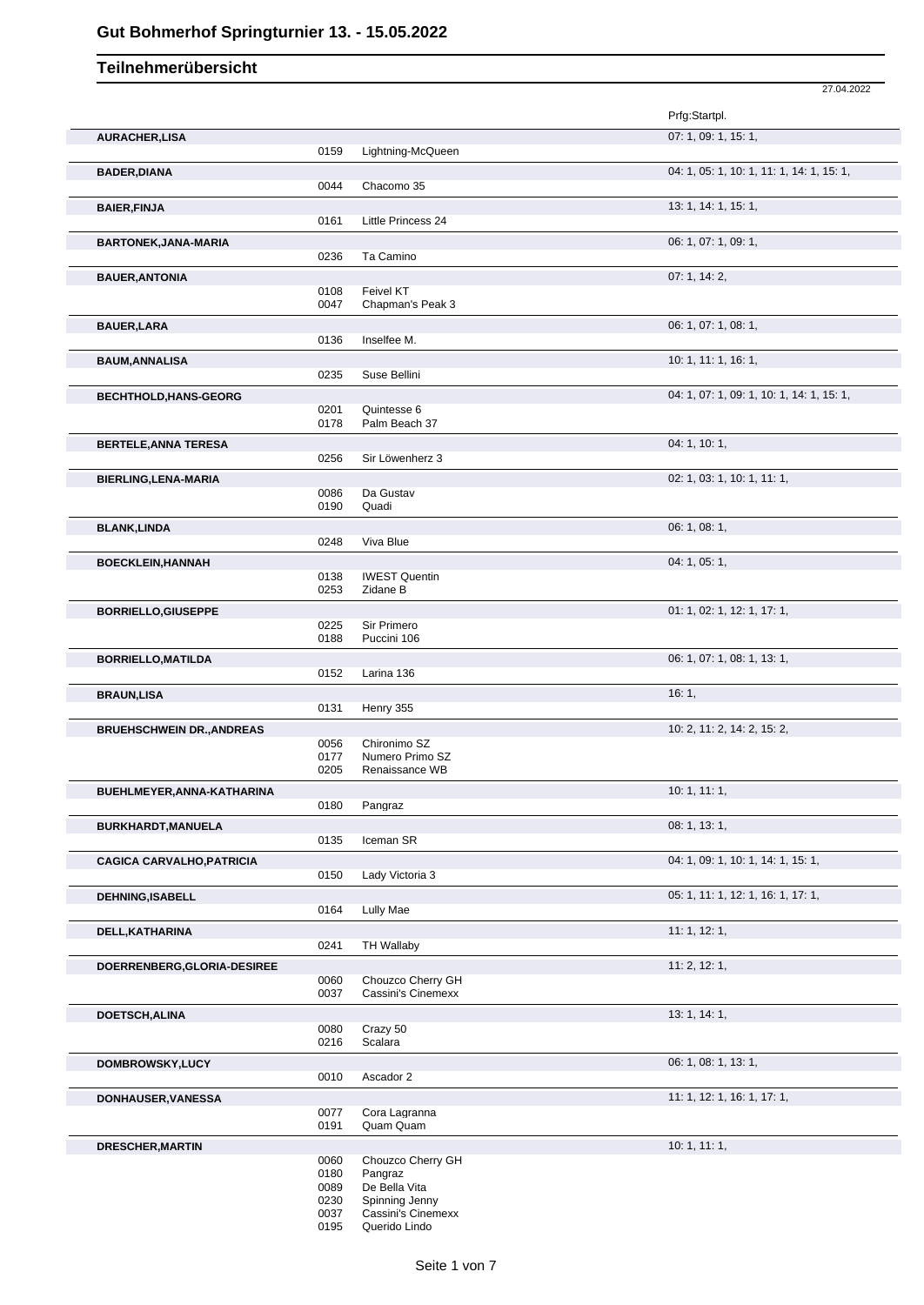# Gut Bohmerhof Springturnier 13. - 15.05.2022

## Teilnehmerübersicht

27.04.2022

| Teilnehmer | Nr. | Pferd | Prfg:Startpl. |
|---|---|---|---|
| **AURACHER,LISA** | | | 07: 1, 09: 1, 15: 1, |
| | 0159 | Lightning-McQueen | |
| **BADER,DIANA** | | | 04: 1, 05: 1, 10: 1, 11: 1, 14: 1, 15: 1, |
| | 0044 | Chacomo 35 | |
| **BAIER,FINJA** | | | 13: 1, 14: 1, 15: 1, |
| | 0161 | Little Princess 24 | |
| **BARTONEK,JANA-MARIA** | | | 06: 1, 07: 1, 09: 1, |
| | 0236 | Ta Camino | |
| **BAUER,ANTONIA** | | | 07: 1, 14: 2, |
| | 0108 | Feivel KT | |
| | 0047 | Chapman's Peak 3 | |
| **BAUER,LARA** | | | 06: 1, 07: 1, 08: 1, |
| | 0136 | Inselfee M. | |
| **BAUM,ANNALISA** | | | 10: 1, 11: 1, 16: 1, |
| | 0235 | Suse Bellini | |
| **BECHTHOLD,HANS-GEORG** | | | 04: 1, 07: 1, 09: 1, 10: 1, 14: 1, 15: 1, |
| | 0201 | Quintesse 6 | |
| | 0178 | Palm Beach 37 | |
| **BERTELE,ANNA TERESA** | | | 04: 1, 10: 1, |
| | 0256 | Sir Löwenherz 3 | |
| **BIERLING,LENA-MARIA** | | | 02: 1, 03: 1, 10: 1, 11: 1, |
| | 0086 | Da Gustav | |
| | 0190 | Quadi | |
| **BLANK,LINDA** | | | 06: 1, 08: 1, |
| | 0248 | Viva Blue | |
| **BOECKLEIN,HANNAH** | | | 04: 1, 05: 1, |
| | 0138 | IWEST Quentin | |
| | 0253 | Zidane B | |
| **BORRIELLO,GIUSEPPE** | | | 01: 1, 02: 1, 12: 1, 17: 1, |
| | 0225 | Sir Primero | |
| | 0188 | Puccini 106 | |
| **BORRIELLO,MATILDA** | | | 06: 1, 07: 1, 08: 1, 13: 1, |
| | 0152 | Larina 136 | |
| **BRAUN,LISA** | | | 16: 1, |
| | 0131 | Henry 355 | |
| **BRUEHSCHWEIN DR.,ANDREAS** | | | 10: 2, 11: 2, 14: 2, 15: 2, |
| | 0056 | Chironimo SZ | |
| | 0177 | Numero Primo SZ | |
| | 0205 | Renaissance WB | |
| **BUEHLMEYER,ANNA-KATHARINA** | | | 10: 1, 11: 1, |
| | 0180 | Pangraz | |
| **BURKHARDT,MANUELA** | | | 08: 1, 13: 1, |
| | 0135 | Iceman SR | |
| **CAGICA CARVALHO,PATRICIA** | | | 04: 1, 09: 1, 10: 1, 14: 1, 15: 1, |
| | 0150 | Lady Victoria 3 | |
| **DEHNING,ISABELL** | | | 05: 1, 11: 1, 12: 1, 16: 1, 17: 1, |
| | 0164 | Lully Mae | |
| **DELL,KATHARINA** | | | 11: 1, 12: 1, |
| | 0241 | TH Wallaby | |
| **DOERRENBERG,GLORIA-DESIREE** | | | 11: 2, 12: 1, |
| | 0060 | Chouzco Cherry GH | |
| | 0037 | Cassini's Cinemexx | |
| **DOETSCH,ALINA** | | | 13: 1, 14: 1, |
| | 0080 | Crazy 50 | |
| | 0216 | Scalara | |
| **DOMBROWSKY,LUCY** | | | 06: 1, 08: 1, 13: 1, |
| | 0010 | Ascador 2 | |
| **DONHAUSER,VANESSA** | | | 11: 1, 12: 1, 16: 1, 17: 1, |
| | 0077 | Cora Lagranna | |
| | 0191 | Quam Quam | |
| **DRESCHER,MARTIN** | | | 10: 1, 11: 1, |
| | 0060 | Chouzco Cherry GH | |
| | 0180 | Pangraz | |
| | 0089 | De Bella Vita | |
| | 0230 | Spinning Jenny | |
| | 0037 | Cassini's Cinemexx | |
| | 0195 | Querido Lindo | |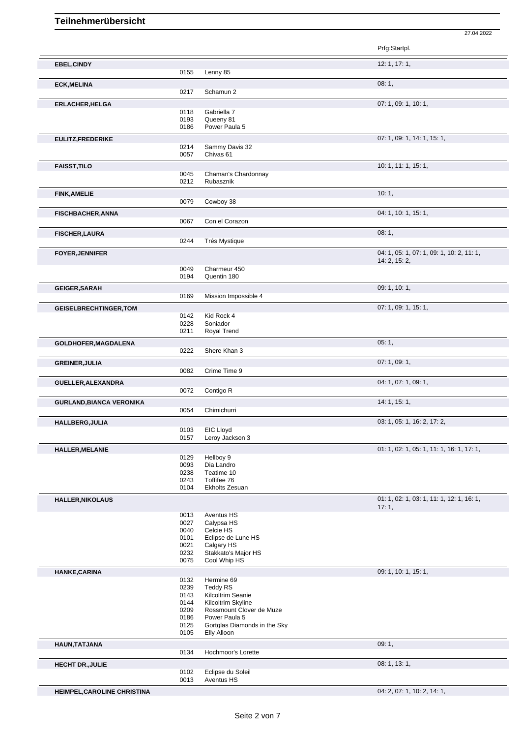# Teilnehmerübersicht

27.04.2022

| Name | Nr. | Pferd | Prfg:Startpl. |
|---|---|---|---|
| **EBEL,CINDY** | | | 12: 1, 17: 1, |
| | 0155 | Lenny 85 | |
| **ECK,MELINA** | | | 08: 1, |
| | 0217 | Schamun 2 | |
| **ERLACHER,HELGA** | | | 07: 1, 09: 1, 10: 1, |
| | 0118 | Gabriella 7 | |
| | 0193 | Queeny 81 | |
| | 0186 | Power Paula 5 | |
| **EULITZ,FREDERIKE** | | | 07: 1, 09: 1, 14: 1, 15: 1, |
| | 0214 | Sammy Davis 32 | |
| | 0057 | Chivas 61 | |
| **FAISST,TILO** | | | 10: 1, 11: 1, 15: 1, |
| | 0045 | Chaman's Chardonnay | |
| | 0212 | Rubasznik | |
| **FINK,AMELIE** | | | 10: 1, |
| | 0079 | Cowboy 38 | |
| **FISCHBACHER,ANNA** | | | 04: 1, 10: 1, 15: 1, |
| | 0067 | Con el Corazon | |
| **FISCHER,LAURA** | | | 08: 1, |
| | 0244 | Trés Mystique | |
| **FOYER,JENNIFER** | | | 04: 1, 05: 1, 07: 1, 09: 1, 10: 2, 11: 1, 14: 2, 15: 2, |
| | 0049 | Charmeur 450 | |
| | 0194 | Quentin 180 | |
| **GEIGER,SARAH** | | | 09: 1, 10: 1, |
| | 0169 | Mission Impossible 4 | |
| **GEISELBRECHTINGER,TOM** | | | 07: 1, 09: 1, 15: 1, |
| | 0142 | Kid Rock 4 | |
| | 0228 | Soniador | |
| | 0211 | Royal Trend | |
| **GOLDHOFER,MAGDALENA** | | | 05: 1, |
| | 0222 | Shere Khan 3 | |
| **GREINER,JULIA** | | | 07: 1, 09: 1, |
| | 0082 | Crime Time 9 | |
| **GUELLER,ALEXANDRA** | | | 04: 1, 07: 1, 09: 1, |
| | 0072 | Contigo R | |
| **GURLAND,BIANCA VERONIKA** | | | 14: 1, 15: 1, |
| | 0054 | Chimichurri | |
| **HALLBERG,JULIA** | | | 03: 1, 05: 1, 16: 2, 17: 2, |
| | 0103 | EIC Lloyd | |
| | 0157 | Leroy Jackson 3 | |
| **HALLER,MELANIE** | | | 01: 1, 02: 1, 05: 1, 11: 1, 16: 1, 17: 1, |
| | 0129 | Hellboy 9 | |
| | 0093 | Dia Landro | |
| | 0238 | Teatime 10 | |
| | 0243 | Toffifee 76 | |
| | 0104 | Ekholts Zesuan | |
| **HALLER,NIKOLAUS** | | | 01: 1, 02: 1, 03: 1, 11: 1, 12: 1, 16: 1, 17: 1, |
| | 0013 | Aventus HS | |
| | 0027 | Calypsa HS | |
| | 0040 | Celcie HS | |
| | 0101 | Eclipse de Lune HS | |
| | 0021 | Calgary HS | |
| | 0232 | Stakkato's Major HS | |
| | 0075 | Cool Whip HS | |
| **HANKE,CARINA** | | | 09: 1, 10: 1, 15: 1, |
| | 0132 | Hermine 69 | |
| | 0239 | Teddy RS | |
| | 0143 | Kilcoltrim Seanie | |
| | 0144 | Kilcoltrim Skyline | |
| | 0209 | Rossmount Clover de Muze | |
| | 0186 | Power Paula 5 | |
| | 0125 | Gortglas Diamonds in the Sky | |
| | 0105 | Elly Alloon | |
| **HAUN,TATJANA** | | | 09: 1, |
| | 0134 | Hochmoor's Lorette | |
| **HECHT DR.,JULIE** | | | 08: 1, 13: 1, |
| | 0102 | Eclipse du Soleil | |
| | 0013 | Aventus HS | |
| **HEIMPEL,CAROLINE CHRISTINA** | | | 04: 2, 07: 1, 10: 2, 14: 1, |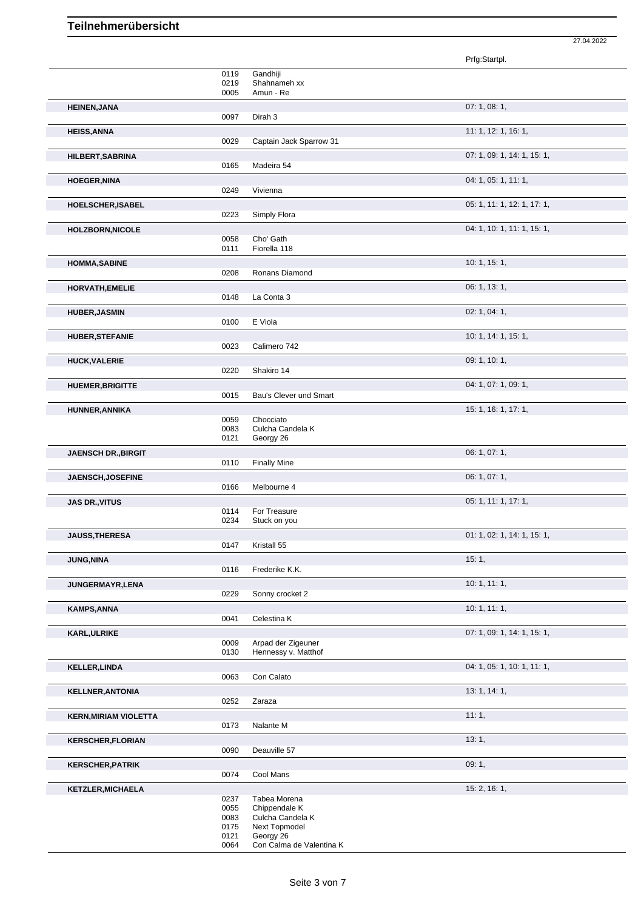# Teilnehmerübersicht

27.04.2022

| | Nr. | Pferd | Prfg:Startpl. |
|---|---|---|---|
| | 0119 | Gandhiji | |
| | 0219 | Shahnameh xx | |
| | 0005 | Amun - Re | |
| **HEINEN,JANA** | | | 07: 1, 08: 1, |
| | 0097 | Dirah 3 | |
| **HEISS,ANNA** | | | 11: 1, 12: 1, 16: 1, |
| | 0029 | Captain Jack Sparrow 31 | |
| **HILBERT,SABRINA** | | | 07: 1, 09: 1, 14: 1, 15: 1, |
| | 0165 | Madeira 54 | |
| **HOEGER,NINA** | | | 04: 1, 05: 1, 11: 1, |
| | 0249 | Vivienna | |
| **HOELSCHER,ISABEL** | | | 05: 1, 11: 1, 12: 1, 17: 1, |
| | 0223 | Simply Flora | |
| **HOLZBORN,NICOLE** | | | 04: 1, 10: 1, 11: 1, 15: 1, |
| | 0058 | Cho' Gath | |
| | 0111 | Fiorella 118 | |
| **HOMMA,SABINE** | | | 10: 1, 15: 1, |
| | 0208 | Ronans Diamond | |
| **HORVATH,EMELIE** | | | 06: 1, 13: 1, |
| | 0148 | La Conta 3 | |
| **HUBER,JASMIN** | | | 02: 1, 04: 1, |
| | 0100 | E Viola | |
| **HUBER,STEFANIE** | | | 10: 1, 14: 1, 15: 1, |
| | 0023 | Calimero 742 | |
| **HUCK,VALERIE** | | | 09: 1, 10: 1, |
| | 0220 | Shakiro 14 | |
| **HUEMER,BRIGITTE** | | | 04: 1, 07: 1, 09: 1, |
| | 0015 | Bau's Clever und Smart | |
| **HUNNER,ANNIKA** | | | 15: 1, 16: 1, 17: 1, |
| | 0059 | Chocciato | |
| | 0083 | Culcha Candela K | |
| | 0121 | Georgy 26 | |
| **JAENSCH DR.,BIRGIT** | | | 06: 1, 07: 1, |
| | 0110 | Finally Mine | |
| **JAENSCH,JOSEFINE** | | | 06: 1, 07: 1, |
| | 0166 | Melbourne 4 | |
| **JAS DR.,VITUS** | | | 05: 1, 11: 1, 17: 1, |
| | 0114 | For Treasure | |
| | 0234 | Stuck on you | |
| **JAUSS,THERESA** | | | 01: 1, 02: 1, 14: 1, 15: 1, |
| | 0147 | Kristall 55 | |
| **JUNG,NINA** | | | 15: 1, |
| | 0116 | Frederike K.K. | |
| **JUNGERMAYR,LENA** | | | 10: 1, 11: 1, |
| | 0229 | Sonny crocket 2 | |
| **KAMPS,ANNA** | | | 10: 1, 11: 1, |
| | 0041 | Celestina K | |
| **KARL,ULRIKE** | | | 07: 1, 09: 1, 14: 1, 15: 1, |
| | 0009 | Arpad der Zigeuner | |
| | 0130 | Hennessy v. Matthof | |
| **KELLER,LINDA** | | | 04: 1, 05: 1, 10: 1, 11: 1, |
| | 0063 | Con Calato | |
| **KELLNER,ANTONIA** | | | 13: 1, 14: 1, |
| | 0252 | Zaraza | |
| **KERN,MIRIAM VIOLETTA** | | | 11: 1, |
| | 0173 | Nalante M | |
| **KERSCHER,FLORIAN** | | | 13: 1, |
| | 0090 | Deauville 57 | |
| **KERSCHER,PATRIK** | | | 09: 1, |
| | 0074 | Cool Mans | |
| **KETZLER,MICHAELA** | | | 15: 2, 16: 1, |
| | 0237 | Tabea Morena | |
| | 0055 | Chippendale K | |
| | 0083 | Culcha Candela K | |
| | 0175 | Next Topmodel | |
| | 0121 | Georgy 26 | |
| | 0064 | Con Calma de Valentina K | |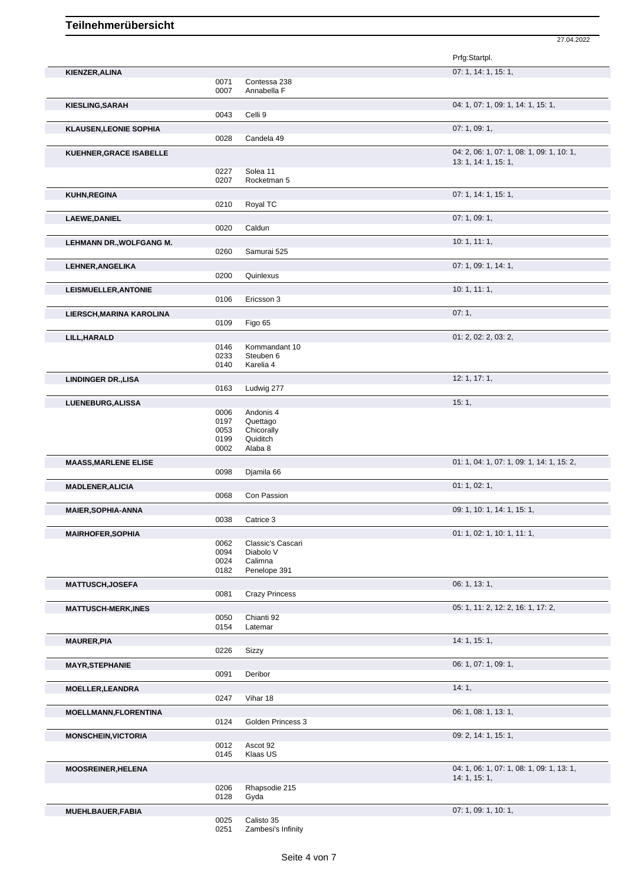# Teilnehmerübersicht

27.04.2022

| Name | Nr. | Pferd | Prfg:Startpl. |
|---|---|---|---|
| **KIENZER,ALINA** | | | 07: 1, 14: 1, 15: 1, |
| | 0071 | Contessa 238 | |
| | 0007 | Annabella F | |
| **KIESLING,SARAH** | | | 04: 1, 07: 1, 09: 1, 14: 1, 15: 1, |
| | 0043 | Celli 9 | |
| **KLAUSEN,LEONIE SOPHIA** | | | 07: 1, 09: 1, |
| | 0028 | Candela 49 | |
| **KUEHNER,GRACE ISABELLE** | | | 04: 2, 06: 1, 07: 1, 08: 1, 09: 1, 10: 1, 13: 1, 14: 1, 15: 1, |
| | 0227 | Solea 11 | |
| | 0207 | Rocketman 5 | |
| **KUHN,REGINA** | | | 07: 1, 14: 1, 15: 1, |
| | 0210 | Royal TC | |
| **LAEWE,DANIEL** | | | 07: 1, 09: 1, |
| | 0020 | Caldun | |
| **LEHMANN DR.,WOLFGANG M.** | | | 10: 1, 11: 1, |
| | 0260 | Samurai 525 | |
| **LEHNER,ANGELIKA** | | | 07: 1, 09: 1, 14: 1, |
| | 0200 | Quinlexus | |
| **LEISMUELLER,ANTONIE** | | | 10: 1, 11: 1, |
| | 0106 | Ericsson 3 | |
| **LIERSCH,MARINA KAROLINA** | | | 07: 1, |
| | 0109 | Figo 65 | |
| **LILL,HARALD** | | | 01: 2, 02: 2, 03: 2, |
| | 0146 | Kommandant 10 | |
| | 0233 | Steuben 6 | |
| | 0140 | Karelia 4 | |
| **LINDINGER DR.,LISA** | | | 12: 1, 17: 1, |
| | 0163 | Ludwig 277 | |
| **LUENEBURG,ALISSA** | | | 15: 1, |
| | 0006 | Andonis 4 | |
| | 0197 | Quettago | |
| | 0053 | Chicorally | |
| | 0199 | Quiditch | |
| | 0002 | Alaba 8 | |
| **MAASS,MARLENE ELISE** | | | 01: 1, 04: 1, 07: 1, 09: 1, 14: 1, 15: 2, |
| | 0098 | Djamila 66 | |
| **MADLENER,ALICIA** | | | 01: 1, 02: 1, |
| | 0068 | Con Passion | |
| **MAIER,SOPHIA-ANNA** | | | 09: 1, 10: 1, 14: 1, 15: 1, |
| | 0038 | Catrice 3 | |
| **MAIRHOFER,SOPHIA** | | | 01: 1, 02: 1, 10: 1, 11: 1, |
| | 0062 | Classic's Cascari | |
| | 0094 | Diabolo V | |
| | 0024 | Calimna | |
| | 0182 | Penelope 391 | |
| **MATTUSCH,JOSEFA** | | | 06: 1, 13: 1, |
| | 0081 | Crazy Princess | |
| **MATTUSCH-MERK,INES** | | | 05: 1, 11: 2, 12: 2, 16: 1, 17: 2, |
| | 0050 | Chianti 92 | |
| | 0154 | Latemar | |
| **MAURER,PIA** | | | 14: 1, 15: 1, |
| | 0226 | Sizzy | |
| **MAYR,STEPHANIE** | | | 06: 1, 07: 1, 09: 1, |
| | 0091 | Deribor | |
| **MOELLER,LEANDRA** | | | 14: 1, |
| | 0247 | Vihar 18 | |
| **MOELLMANN,FLORENTINA** | | | 06: 1, 08: 1, 13: 1, |
| | 0124 | Golden Princess 3 | |
| **MONSCHEIN,VICTORIA** | | | 09: 2, 14: 1, 15: 1, |
| | 0012 | Ascot 92 | |
| | 0145 | Klaas US | |
| **MOOSREINER,HELENA** | | | 04: 1, 06: 1, 07: 1, 08: 1, 09: 1, 13: 1, 14: 1, 15: 1, |
| | 0206 | Rhapsodie 215 | |
| | 0128 | Gyda | |
| **MUEHLBAUER,FABIA** | | | 07: 1, 09: 1, 10: 1, |
| | 0025 | Calisto 35 | |
| | 0251 | Zambesi's Infinity | |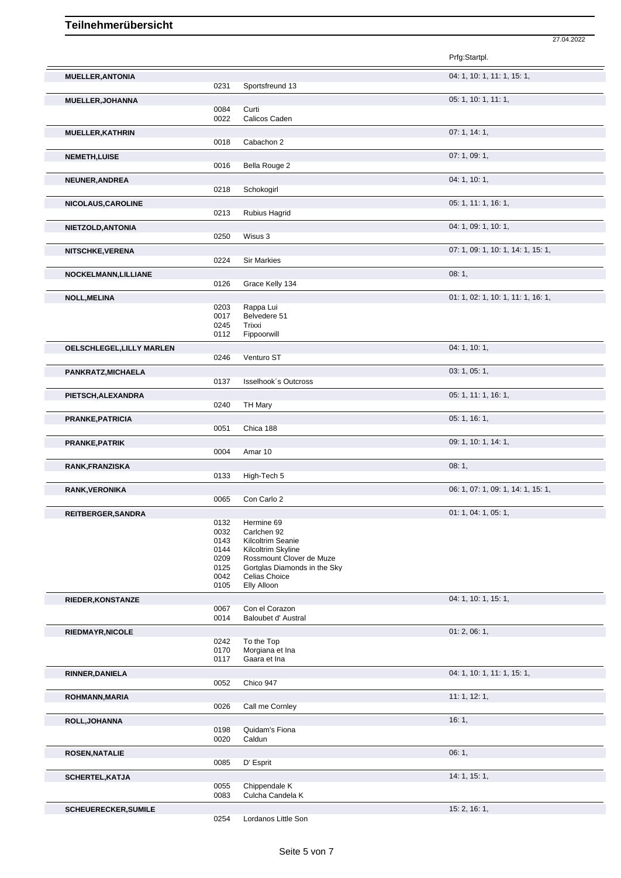# Teilnehmerübersicht

27.04.2022

| Name | Nr. | Pferd | Prfg:Startpl. |
|---|---|---|---|
| **MUELLER,ANTONIA** | | | 04: 1, 10: 1, 11: 1, 15: 1, |
| | 0231 | Sportsfreund 13 | |
| **MUELLER,JOHANNA** | | | 05: 1, 10: 1, 11: 1, |
| | 0084 | Curti | |
| | 0022 | Calicos Caden | |
| **MUELLER,KATHRIN** | | | 07: 1, 14: 1, |
| | 0018 | Cabachon 2 | |
| **NEMETH,LUISE** | | | 07: 1, 09: 1, |
| | 0016 | Bella Rouge 2 | |
| **NEUNER,ANDREA** | | | 04: 1, 10: 1, |
| | 0218 | Schokogirl | |
| **NICOLAUS,CAROLINE** | | | 05: 1, 11: 1, 16: 1, |
| | 0213 | Rubius Hagrid | |
| **NIETZOLD,ANTONIA** | | | 04: 1, 09: 1, 10: 1, |
| | 0250 | Wisus 3 | |
| **NITSCHKE,VERENA** | | | 07: 1, 09: 1, 10: 1, 14: 1, 15: 1, |
| | 0224 | Sir Markies | |
| **NOCKELMANN,LILLIANE** | | | 08: 1, |
| | 0126 | Grace Kelly 134 | |
| **NOLL,MELINA** | | | 01: 1, 02: 1, 10: 1, 11: 1, 16: 1, |
| | 0203 | Rappa Lui | |
| | 0017 | Belvedere 51 | |
| | 0245 | Trixxi | |
| | 0112 | Fippoorwill | |
| **OELSCHLEGEL,LILLY MARLEN** | | | 04: 1, 10: 1, |
| | 0246 | Venturo ST | |
| **PANKRATZ,MICHAELA** | | | 03: 1, 05: 1, |
| | 0137 | Isselhook´s Outcross | |
| **PIETSCH,ALEXANDRA** | | | 05: 1, 11: 1, 16: 1, |
| | 0240 | TH Mary | |
| **PRANKE,PATRICIA** | | | 05: 1, 16: 1, |
| | 0051 | Chica 188 | |
| **PRANKE,PATRIK** | | | 09: 1, 10: 1, 14: 1, |
| | 0004 | Amar 10 | |
| **RANK,FRANZISKA** | | | 08: 1, |
| | 0133 | High-Tech 5 | |
| **RANK,VERONIKA** | | | 06: 1, 07: 1, 09: 1, 14: 1, 15: 1, |
| | 0065 | Con Carlo 2 | |
| **REITBERGER,SANDRA** | | | 01: 1, 04: 1, 05: 1, |
| | 0132 | Hermine 69 | |
| | 0032 | Carlchen 92 | |
| | 0143 | Kilcoltrim Seanie | |
| | 0144 | Kilcoltrim Skyline | |
| | 0209 | Rossmount Clover de Muze | |
| | 0125 | Gortglas Diamonds in the Sky | |
| | 0042 | Celias Choice | |
| | 0105 | Elly Alloon | |
| **RIEDER,KONSTANZE** | | | 04: 1, 10: 1, 15: 1, |
| | 0067 | Con el Corazon | |
| | 0014 | Baloubet d' Austral | |
| **RIEDMAYR,NICOLE** | | | 01: 2, 06: 1, |
| | 0242 | To the Top | |
| | 0170 | Morgiana et Ina | |
| | 0117 | Gaara et Ina | |
| **RINNER,DANIELA** | | | 04: 1, 10: 1, 11: 1, 15: 1, |
| | 0052 | Chico 947 | |
| **ROHMANN,MARIA** | | | 11: 1, 12: 1, |
| | 0026 | Call me Cornley | |
| **ROLL,JOHANNA** | | | 16: 1, |
| | 0198 | Quidam's Fiona | |
| | 0020 | Caldun | |
| **ROSEN,NATALIE** | | | 06: 1, |
| | 0085 | D' Esprit | |
| **SCHERTEL,KATJA** | | | 14: 1, 15: 1, |
| | 0055 | Chippendale K | |
| | 0083 | Culcha Candela K | |
| **SCHEUERECKER,SUMILE** | | | 15: 2, 16: 1, |
| | 0254 | Lordanos Little Son | |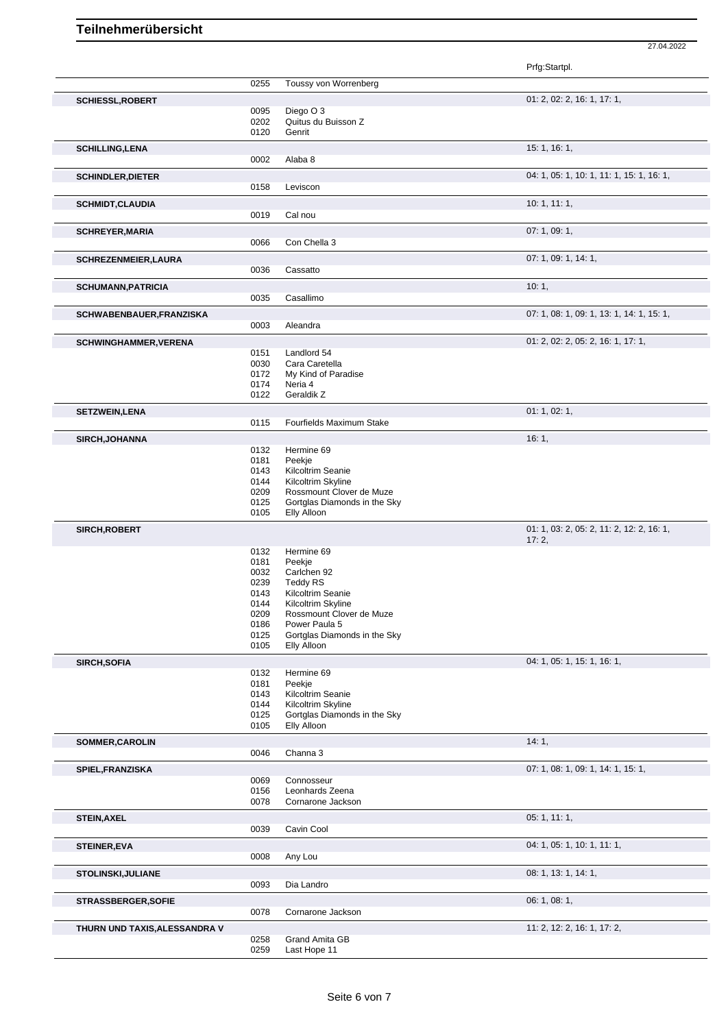# Teilnehmerübersicht

27.04.2022

| Name | Nr. | Pferd | Prfg:Startpl. |
|---|---|---|---|
| | 0255 | Toussy von Worrenberg | |
| **SCHIESSL,ROBERT** | | | 01: 2, 02: 2, 16: 1, 17: 1, |
| | 0095 | Diego O 3 | |
| | 0202 | Quitus du Buisson Z | |
| | 0120 | Genrit | |
| **SCHILLING,LENA** | | | 15: 1, 16: 1, |
| | 0002 | Alaba 8 | |
| **SCHINDLER,DIETER** | | | 04: 1, 05: 1, 10: 1, 11: 1, 15: 1, 16: 1, |
| | 0158 | Leviscon | |
| **SCHMIDT,CLAUDIA** | | | 10: 1, 11: 1, |
| | 0019 | Cal nou | |
| **SCHREYER,MARIA** | | | 07: 1, 09: 1, |
| | 0066 | Con Chella 3 | |
| **SCHREZENMEIER,LAURA** | | | 07: 1, 09: 1, 14: 1, |
| | 0036 | Cassatto | |
| **SCHUMANN,PATRICIA** | | | 10: 1, |
| | 0035 | Casallimo | |
| **SCHWABENBAUER,FRANZISKA** | | | 07: 1, 08: 1, 09: 1, 13: 1, 14: 1, 15: 1, |
| | 0003 | Aleandra | |
| **SCHWINGHAMMER,VERENA** | | | 01: 2, 02: 2, 05: 2, 16: 1, 17: 1, |
| | 0151 | Landlord 54 | |
| | 0030 | Cara Caretella | |
| | 0172 | My Kind of Paradise | |
| | 0174 | Neria 4 | |
| | 0122 | Geraldik Z | |
| **SETZWEIN,LENA** | | | 01: 1, 02: 1, |
| | 0115 | Fourfields Maximum Stake | |
| **SIRCH,JOHANNA** | | | 16: 1, |
| | 0132 | Hermine 69 | |
| | 0181 | Peekje | |
| | 0143 | Kilcoltrim Seanie | |
| | 0144 | Kilcoltrim Skyline | |
| | 0209 | Rossmount Clover de Muze | |
| | 0125 | Gortglas Diamonds in the Sky | |
| | 0105 | Elly Alloon | |
| **SIRCH,ROBERT** | | | 01: 1, 03: 2, 05: 2, 11: 2, 12: 2, 16: 1, 17: 2, |
| | 0132 | Hermine 69 | |
| | 0181 | Peekje | |
| | 0032 | Carlchen 92 | |
| | 0239 | Teddy RS | |
| | 0143 | Kilcoltrim Seanie | |
| | 0144 | Kilcoltrim Skyline | |
| | 0209 | Rossmount Clover de Muze | |
| | 0186 | Power Paula 5 | |
| | 0125 | Gortglas Diamonds in the Sky | |
| | 0105 | Elly Alloon | |
| **SIRCH,SOFIA** | | | 04: 1, 05: 1, 15: 1, 16: 1, |
| | 0132 | Hermine 69 | |
| | 0181 | Peekje | |
| | 0143 | Kilcoltrim Seanie | |
| | 0144 | Kilcoltrim Skyline | |
| | 0125 | Gortglas Diamonds in the Sky | |
| | 0105 | Elly Alloon | |
| **SOMMER,CAROLIN** | | | 14: 1, |
| | 0046 | Channa 3 | |
| **SPIEL,FRANZISKA** | | | 07: 1, 08: 1, 09: 1, 14: 1, 15: 1, |
| | 0069 | Connosseur | |
| | 0156 | Leonhards Zeena | |
| | 0078 | Cornarone Jackson | |
| **STEIN,AXEL** | | | 05: 1, 11: 1, |
| | 0039 | Cavin Cool | |
| **STEINER,EVA** | | | 04: 1, 05: 1, 10: 1, 11: 1, |
| | 0008 | Any Lou | |
| **STOLINSKI,JULIANE** | | | 08: 1, 13: 1, 14: 1, |
| | 0093 | Dia Landro | |
| **STRASSBERGER,SOFIE** | | | 06: 1, 08: 1, |
| | 0078 | Cornarone Jackson | |
| **THURN UND TAXIS,ALESSANDRA V** | | | 11: 2, 12: 2, 16: 1, 17: 2, |
| | 0258 | Grand Amita GB | |
| | 0259 | Last Hope 11 | |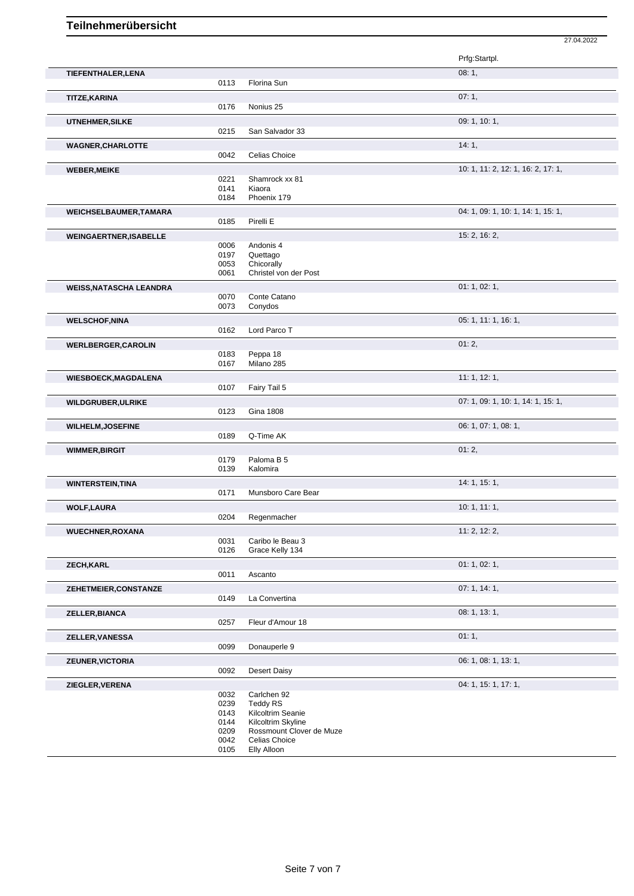# Teilnehmerübersicht

27.04.2022

| | | | Prfg:Startpl. |
|---|---|---|---|
| **TIEFENTHALER,LENA** | | | 08: 1, |
| | 0113 | Florina Sun | |
| **TITZE,KARINA** | | | 07: 1, |
| | 0176 | Nonius 25 | |
| **UTNEHMER,SILKE** | | | 09: 1, 10: 1, |
| | 0215 | San Salvador 33 | |
| **WAGNER,CHARLOTTE** | | | 14: 1, |
| | 0042 | Celias Choice | |
| **WEBER,MEIKE** | | | 10: 1, 11: 2, 12: 1, 16: 2, 17: 1, |
| | 0221 | Shamrock xx 81 | |
| | 0141 | Kiaora | |
| | 0184 | Phoenix 179 | |
| **WEICHSELBAUMER,TAMARA** | | | 04: 1, 09: 1, 10: 1, 14: 1, 15: 1, |
| | 0185 | Pirelli E | |
| **WEINGAERTNER,ISABELLE** | | | 15: 2, 16: 2, |
| | 0006 | Andonis 4 | |
| | 0197 | Quettago | |
| | 0053 | Chicorally | |
| | 0061 | Christel von der Post | |
| **WEISS,NATASCHA LEANDRA** | | | 01: 1, 02: 1, |
| | 0070 | Conte Catano | |
| | 0073 | Conydos | |
| **WELSCHOF,NINA** | | | 05: 1, 11: 1, 16: 1, |
| | 0162 | Lord Parco T | |
| **WERLBERGER,CAROLIN** | | | 01: 2, |
| | 0183 | Peppa 18 | |
| | 0167 | Milano 285 | |
| **WIESBOECK,MAGDALENA** | | | 11: 1, 12: 1, |
| | 0107 | Fairy Tail 5 | |
| **WILDGRUBER,ULRIKE** | | | 07: 1, 09: 1, 10: 1, 14: 1, 15: 1, |
| | 0123 | Gina 1808 | |
| **WILHELM,JOSEFINE** | | | 06: 1, 07: 1, 08: 1, |
| | 0189 | Q-Time AK | |
| **WIMMER,BIRGIT** | | | 01: 2, |
| | 0179 | Paloma B 5 | |
| | 0139 | Kalomira | |
| **WINTERSTEIN,TINA** | | | 14: 1, 15: 1, |
| | 0171 | Munsboro Care Bear | |
| **WOLF,LAURA** | | | 10: 1, 11: 1, |
| | 0204 | Regenmacher | |
| **WUECHNER,ROXANA** | | | 11: 2, 12: 2, |
| | 0031 | Caribo le Beau 3 | |
| | 0126 | Grace Kelly 134 | |
| **ZECH,KARL** | | | 01: 1, 02: 1, |
| | 0011 | Ascanto | |
| **ZEHETMEIER,CONSTANZE** | | | 07: 1, 14: 1, |
| | 0149 | La Convertina | |
| **ZELLER,BIANCA** | | | 08: 1, 13: 1, |
| | 0257 | Fleur d'Amour 18 | |
| **ZELLER,VANESSA** | | | 01: 1, |
| | 0099 | Donauperle 9 | |
| **ZEUNER,VICTORIA** | | | 06: 1, 08: 1, 13: 1, |
| | 0092 | Desert Daisy | |
| **ZIEGLER,VERENA** | | | 04: 1, 15: 1, 17: 1, |
| | 0032 | Carlchen 92 | |
| | 0239 | Teddy RS | |
| | 0143 | Kilcoltrim Seanie | |
| | 0144 | Kilcoltrim Skyline | |
| | 0209 | Rossmount Clover de Muze | |
| | 0042 | Celias Choice | |
| | 0105 | Elly Alloon | |